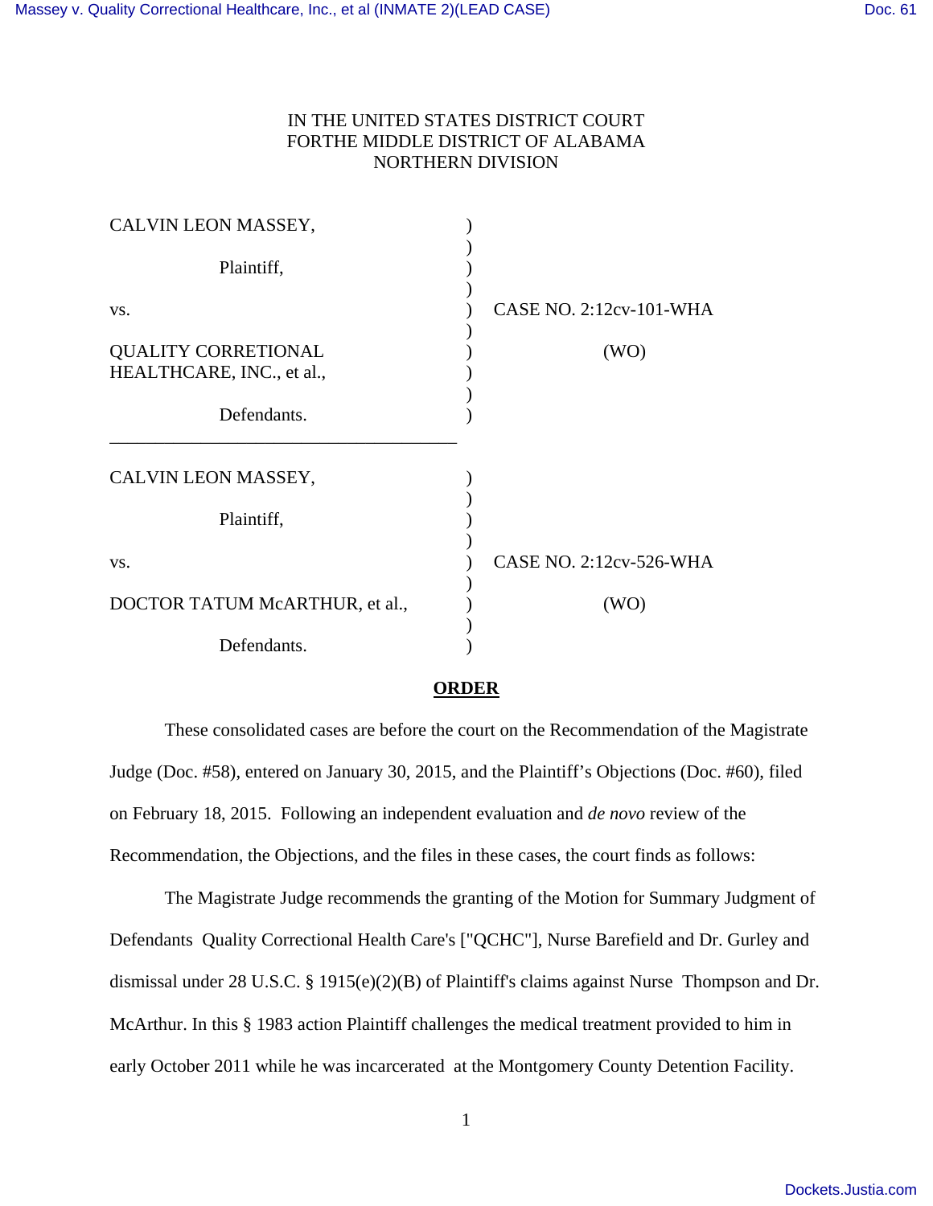IN THE UNITED STATES DISTRICT COURT
FORTHE MIDDLE DISTRICT OF ALABAMA
NORTHERN DIVISION

| | | |
|---|---|---|
| CALVIN LEON MASSEY, | ) | |
| Plaintiff, | ) | |
| vs. | ) | CASE NO. 2:12cv-101-WHA |
| QUALITY CORRETIONAL HEALTHCARE, INC., et al., | ) | (WO) |
| Defendants. | ) | |

| | | |
|---|---|---|
| CALVIN LEON MASSEY, | ) | |
| Plaintiff, | ) | |
| vs. | ) | CASE NO. 2:12cv-526-WHA |
| DOCTOR TATUM McARTHUR, et al., | ) | (WO) |
| Defendants. | ) | |

**ORDER**

These consolidated cases are before the court on the Recommendation of the Magistrate Judge (Doc. #58), entered on January 30, 2015, and the Plaintiff's Objections (Doc. #60), filed on February 18, 2015. Following an independent evaluation and *de novo* review of the Recommendation, the Objections, and the files in these cases, the court finds as follows:

The Magistrate Judge recommends the granting of the Motion for Summary Judgment of Defendants Quality Correctional Health Care's ["QCHC"], Nurse Barefield and Dr. Gurley and dismissal under 28 U.S.C. § 1915(e)(2)(B) of Plaintiff's claims against Nurse Thompson and Dr. McArthur. In this § 1983 action Plaintiff challenges the medical treatment provided to him in early October 2011 while he was incarcerated at the Montgomery County Detention Facility.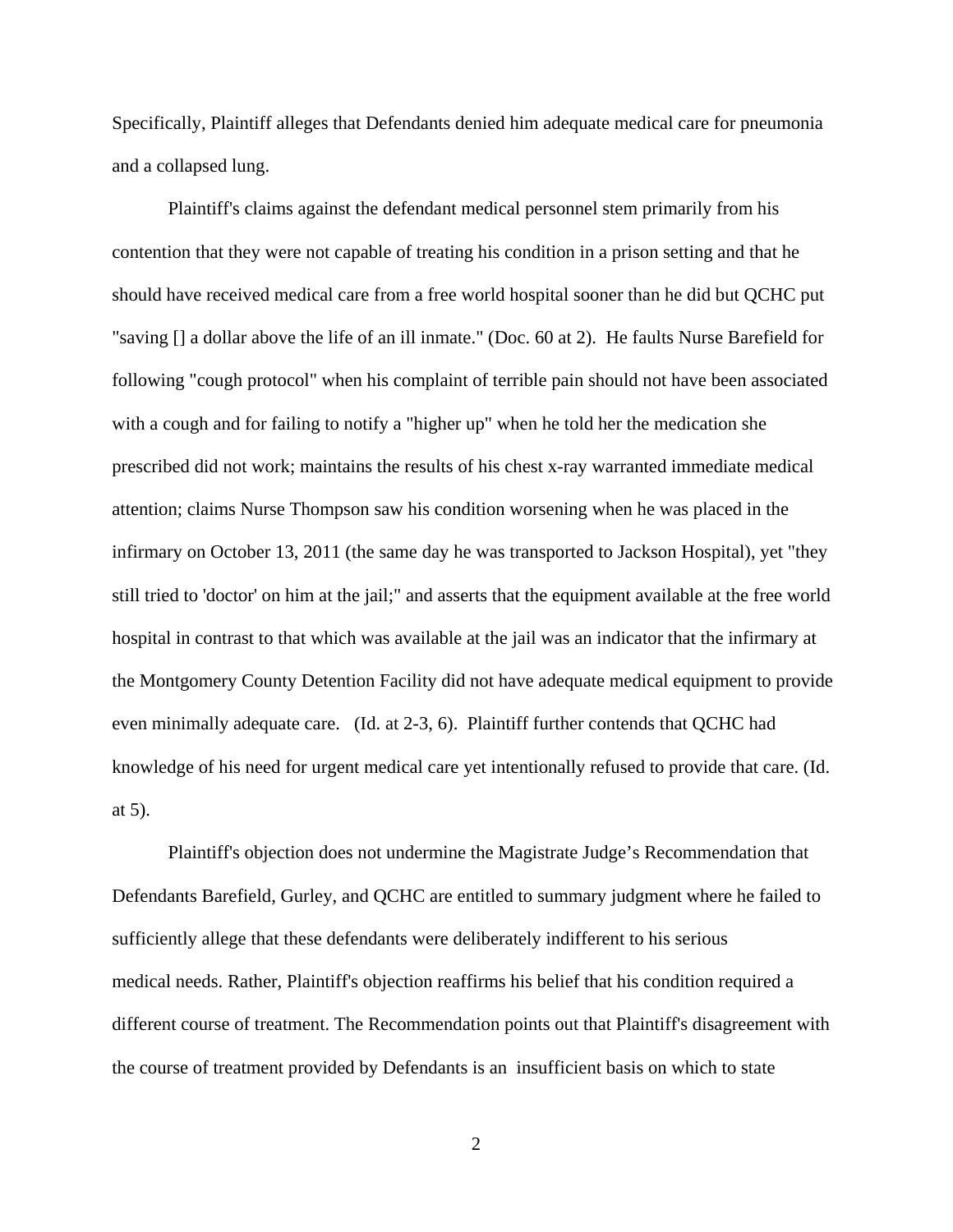Specifically, Plaintiff alleges that Defendants denied him adequate medical care for pneumonia and a collapsed lung.

Plaintiff's claims against the defendant medical personnel stem primarily from his contention that they were not capable of treating his condition in a prison setting and that he should have received medical care from a free world hospital sooner than he did but QCHC put "saving [] a dollar above the life of an ill inmate." (Doc. 60 at 2). He faults Nurse Barefield for following "cough protocol" when his complaint of terrible pain should not have been associated with a cough and for failing to notify a "higher up" when he told her the medication she prescribed did not work; maintains the results of his chest x-ray warranted immediate medical attention; claims Nurse Thompson saw his condition worsening when he was placed in the infirmary on October 13, 2011 (the same day he was transported to Jackson Hospital), yet "they still tried to 'doctor' on him at the jail;" and asserts that the equipment available at the free world hospital in contrast to that which was available at the jail was an indicator that the infirmary at the Montgomery County Detention Facility did not have adequate medical equipment to provide even minimally adequate care. (Id. at 2-3, 6). Plaintiff further contends that QCHC had knowledge of his need for urgent medical care yet intentionally refused to provide that care. (Id. at 5).

Plaintiff's objection does not undermine the Magistrate Judge's Recommendation that Defendants Barefield, Gurley, and QCHC are entitled to summary judgment where he failed to sufficiently allege that these defendants were deliberately indifferent to his serious medical needs. Rather, Plaintiff's objection reaffirms his belief that his condition required a different course of treatment. The Recommendation points out that Plaintiff's disagreement with the course of treatment provided by Defendants is an insufficient basis on which to state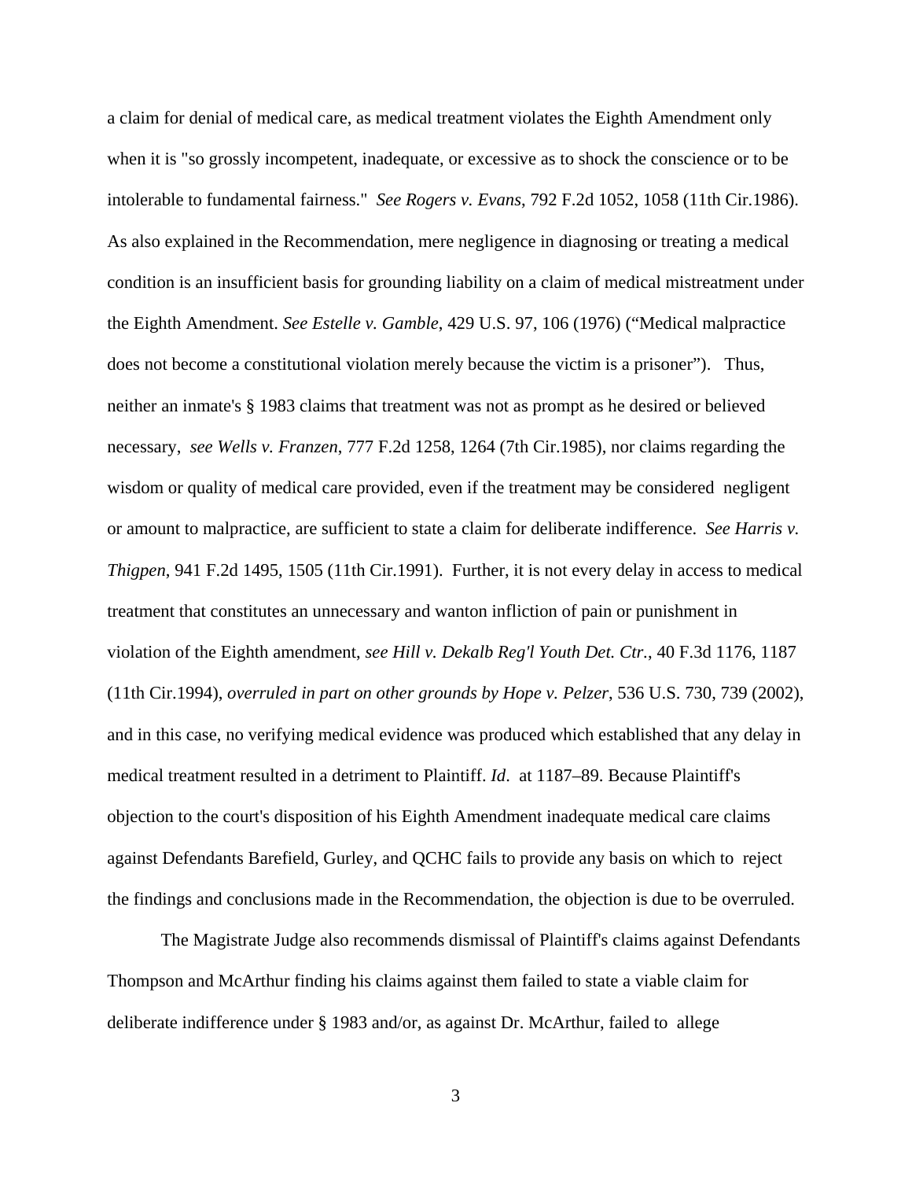a claim for denial of medical care, as medical treatment violates the Eighth Amendment only when it is "so grossly incompetent, inadequate, or excessive as to shock the conscience or to be intolerable to fundamental fairness." *See Rogers v. Evans*, 792 F.2d 1052, 1058 (11th Cir.1986). As also explained in the Recommendation, mere negligence in diagnosing or treating a medical condition is an insufficient basis for grounding liability on a claim of medical mistreatment under the Eighth Amendment. *See Estelle v. Gamble*, 429 U.S. 97, 106 (1976) ("Medical malpractice does not become a constitutional violation merely because the victim is a prisoner"). Thus, neither an inmate's § 1983 claims that treatment was not as prompt as he desired or believed necessary, *see Wells v. Franzen*, 777 F.2d 1258, 1264 (7th Cir.1985), nor claims regarding the wisdom or quality of medical care provided, even if the treatment may be considered negligent or amount to malpractice, are sufficient to state a claim for deliberate indifference. *See Harris v. Thigpen*, 941 F.2d 1495, 1505 (11th Cir.1991). Further, it is not every delay in access to medical treatment that constitutes an unnecessary and wanton infliction of pain or punishment in violation of the Eighth amendment, *see Hill v. Dekalb Reg'l Youth Det. Ctr.*, 40 F.3d 1176, 1187 (11th Cir.1994), *overruled in part on other grounds by Hope v. Pelzer*, 536 U.S. 730, 739 (2002), and in this case, no verifying medical evidence was produced which established that any delay in medical treatment resulted in a detriment to Plaintiff. *Id*. at 1187–89. Because Plaintiff's objection to the court's disposition of his Eighth Amendment inadequate medical care claims against Defendants Barefield, Gurley, and QCHC fails to provide any basis on which to reject the findings and conclusions made in the Recommendation, the objection is due to be overruled.

The Magistrate Judge also recommends dismissal of Plaintiff's claims against Defendants Thompson and McArthur finding his claims against them failed to state a viable claim for deliberate indifference under § 1983 and/or, as against Dr. McArthur, failed to allege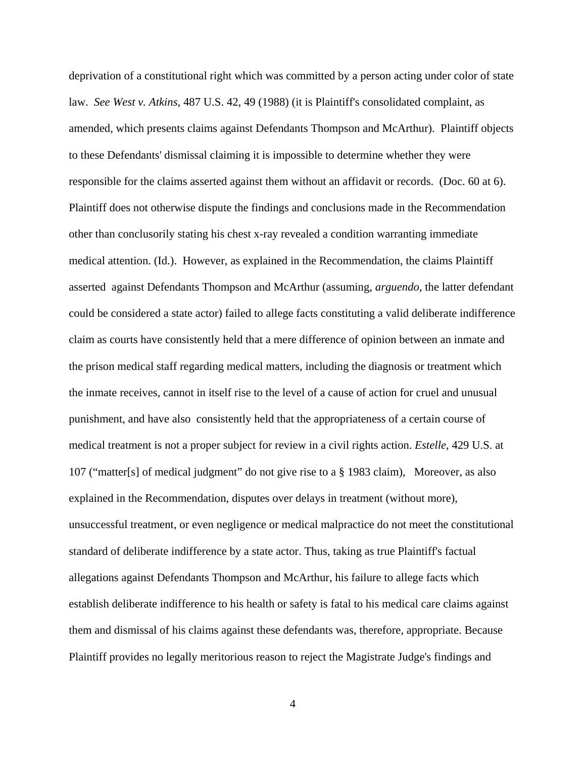deprivation of a constitutional right which was committed by a person acting under color of state law. *See West v. Atkins*, 487 U.S. 42, 49 (1988) (it is Plaintiff's consolidated complaint, as amended, which presents claims against Defendants Thompson and McArthur). Plaintiff objects to these Defendants' dismissal claiming it is impossible to determine whether they were responsible for the claims asserted against them without an affidavit or records. (Doc. 60 at 6). Plaintiff does not otherwise dispute the findings and conclusions made in the Recommendation other than conclusorily stating his chest x-ray revealed a condition warranting immediate medical attention. (Id.). However, as explained in the Recommendation, the claims Plaintiff asserted against Defendants Thompson and McArthur (assuming, *arguendo*, the latter defendant could be considered a state actor) failed to allege facts constituting a valid deliberate indifference claim as courts have consistently held that a mere difference of opinion between an inmate and the prison medical staff regarding medical matters, including the diagnosis or treatment which the inmate receives, cannot in itself rise to the level of a cause of action for cruel and unusual punishment, and have also consistently held that the appropriateness of a certain course of medical treatment is not a proper subject for review in a civil rights action. *Estelle*, 429 U.S. at 107 ("matter[s] of medical judgment" do not give rise to a § 1983 claim), Moreover, as also explained in the Recommendation, disputes over delays in treatment (without more), unsuccessful treatment, or even negligence or medical malpractice do not meet the constitutional standard of deliberate indifference by a state actor. Thus, taking as true Plaintiff's factual allegations against Defendants Thompson and McArthur, his failure to allege facts which establish deliberate indifference to his health or safety is fatal to his medical care claims against them and dismissal of his claims against these defendants was, therefore, appropriate. Because Plaintiff provides no legally meritorious reason to reject the Magistrate Judge's findings and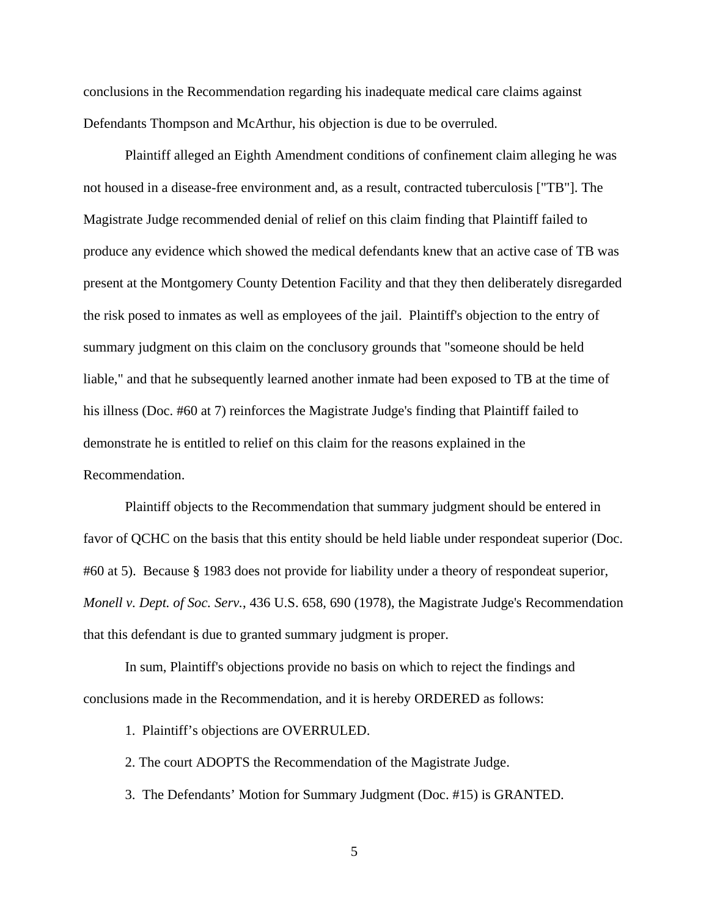conclusions in the Recommendation regarding his inadequate medical care claims against Defendants Thompson and McArthur, his objection is due to be overruled.

Plaintiff alleged an Eighth Amendment conditions of confinement claim alleging he was not housed in a disease-free environment and, as a result, contracted tuberculosis ["TB"]. The Magistrate Judge recommended denial of relief on this claim finding that Plaintiff failed to produce any evidence which showed the medical defendants knew that an active case of TB was present at the Montgomery County Detention Facility and that they then deliberately disregarded the risk posed to inmates as well as employees of the jail. Plaintiff's objection to the entry of summary judgment on this claim on the conclusory grounds that "someone should be held liable," and that he subsequently learned another inmate had been exposed to TB at the time of his illness (Doc. #60 at 7) reinforces the Magistrate Judge's finding that Plaintiff failed to demonstrate he is entitled to relief on this claim for the reasons explained in the Recommendation.

Plaintiff objects to the Recommendation that summary judgment should be entered in favor of QCHC on the basis that this entity should be held liable under respondeat superior (Doc. #60 at 5). Because § 1983 does not provide for liability under a theory of respondeat superior, *Monell v. Dept. of Soc. Serv.*, 436 U.S. 658, 690 (1978), the Magistrate Judge's Recommendation that this defendant is due to granted summary judgment is proper.

In sum, Plaintiff's objections provide no basis on which to reject the findings and conclusions made in the Recommendation, and it is hereby ORDERED as follows:

1. Plaintiff's objections are OVERRULED.

2. The court ADOPTS the Recommendation of the Magistrate Judge.

3. The Defendants' Motion for Summary Judgment (Doc. #15) is GRANTED.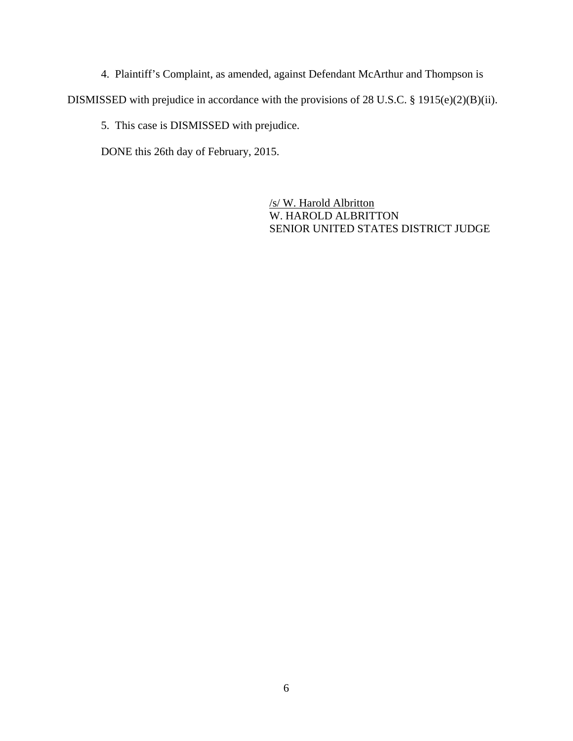4. Plaintiff's Complaint, as amended, against Defendant McArthur and Thompson is DISMISSED with prejudice in accordance with the provisions of 28 U.S.C. § 1915(e)(2)(B)(ii).

5. This case is DISMISSED with prejudice.

DONE this 26th day of February, 2015.

/s/ W. Harold Albritton
W. HAROLD ALBRITTON
SENIOR UNITED STATES DISTRICT JUDGE